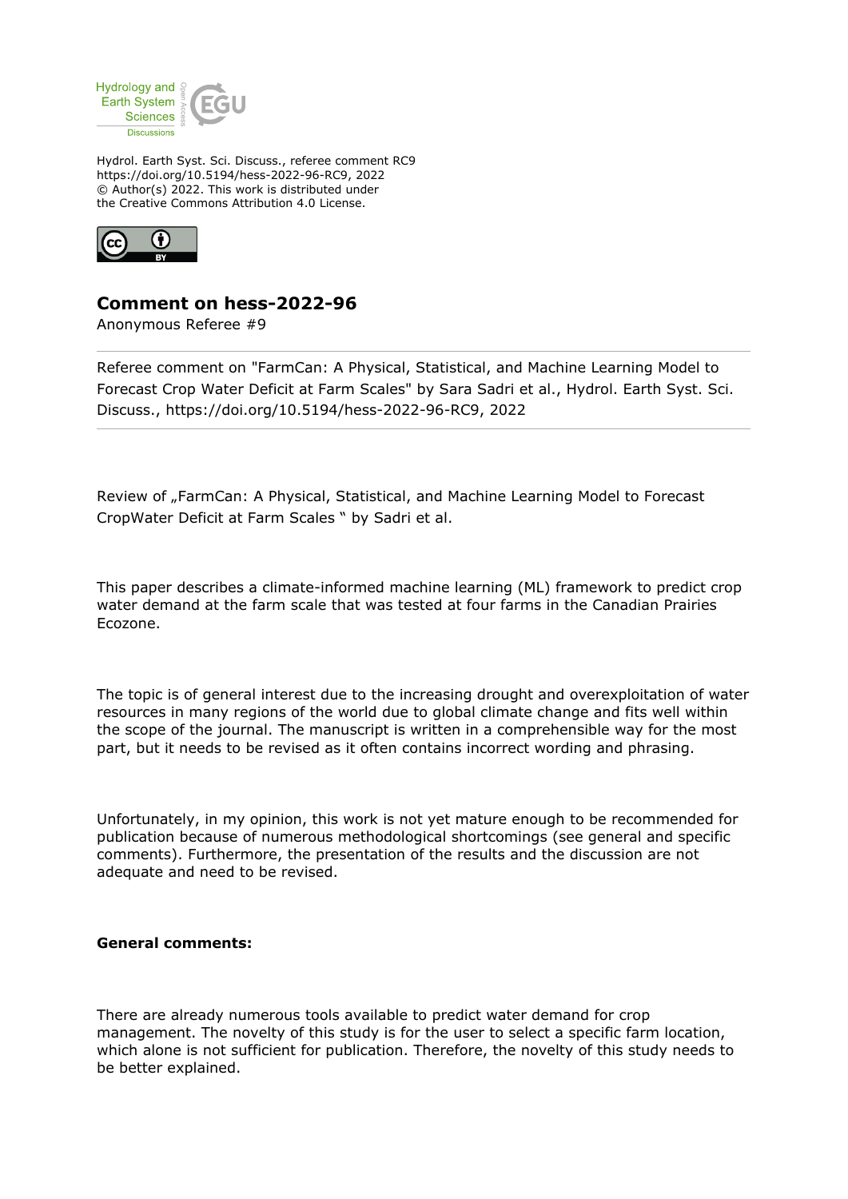Hydrol. Earth Syst. Sci. Discuss., referee comment RC9
https://doi.org/10.5194/hess-2022-96-RC9, 2022
© Author(s) 2022. This work is distributed under
the Creative Commons Attribution 4.0 License.

## Comment on hess-2022-96

Anonymous Referee #9

Referee comment on "FarmCan: A Physical, Statistical, and Machine Learning Model to Forecast Crop Water Deficit at Farm Scales" by Sara Sadri et al., Hydrol. Earth Syst. Sci. Discuss., https://doi.org/10.5194/hess-2022-96-RC9, 2022

Review of „FarmCan: A Physical, Statistical, and Machine Learning Model to Forecast CropWater Deficit at Farm Scales " by Sadri et al.

This paper describes a climate-informed machine learning (ML) framework to predict crop water demand at the farm scale that was tested at four farms in the Canadian Prairies Ecozone.

The topic is of general interest due to the increasing drought and overexploitation of water resources in many regions of the world due to global climate change and fits well within the scope of the journal. The manuscript is written in a comprehensible way for the most part, but it needs to be revised as it often contains incorrect wording and phrasing.

Unfortunately, in my opinion, this work is not yet mature enough to be recommended for publication because of numerous methodological shortcomings (see general and specific comments). Furthermore, the presentation of the results and the discussion are not adequate and need to be revised.

**General comments:**

There are already numerous tools available to predict water demand for crop management. The novelty of this study is for the user to select a specific farm location, which alone is not sufficient for publication. Therefore, the novelty of this study needs to be better explained.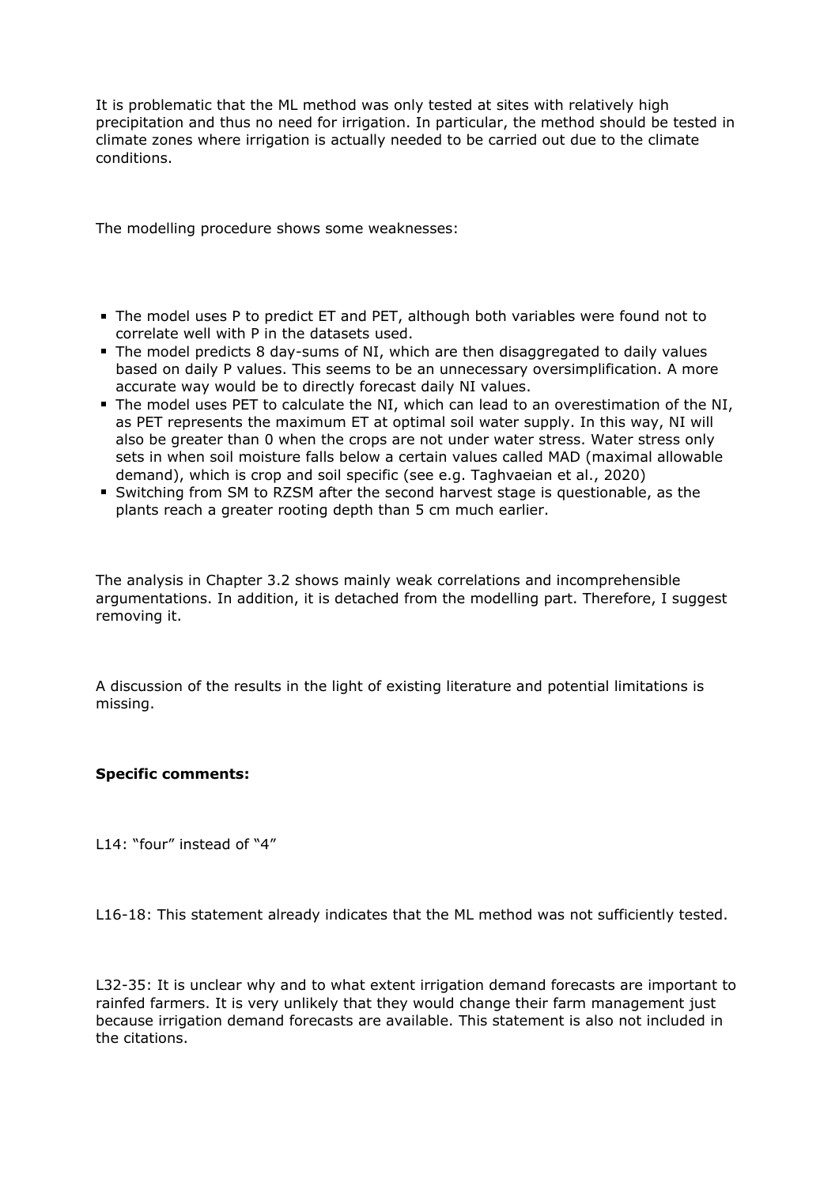It is problematic that the ML method was only tested at sites with relatively high precipitation and thus no need for irrigation. In particular, the method should be tested in climate zones where irrigation is actually needed to be carried out due to the climate conditions.

The modelling procedure shows some weaknesses:

- The model uses P to predict ET and PET, although both variables were found not to correlate well with P in the datasets used.
- The model predicts 8 day-sums of NI, which are then disaggregated to daily values based on daily P values. This seems to be an unnecessary oversimplification. A more accurate way would be to directly forecast daily NI values.
- The model uses PET to calculate the NI, which can lead to an overestimation of the NI, as PET represents the maximum ET at optimal soil water supply. In this way, NI will also be greater than 0 when the crops are not under water stress. Water stress only sets in when soil moisture falls below a certain values called MAD (maximal allowable demand), which is crop and soil specific (see e.g. Taghvaeian et al., 2020)
- Switching from SM to RZSM after the second harvest stage is questionable, as the plants reach a greater rooting depth than 5 cm much earlier.

The analysis in Chapter 3.2 shows mainly weak correlations and incomprehensible argumentations. In addition, it is detached from the modelling part. Therefore, I suggest removing it.

A discussion of the results in the light of existing literature and potential limitations is missing.

**Specific comments:**

L14: "four" instead of "4"

L16-18: This statement already indicates that the ML method was not sufficiently tested.

L32-35: It is unclear why and to what extent irrigation demand forecasts are important to rainfed farmers. It is very unlikely that they would change their farm management just because irrigation demand forecasts are available. This statement is also not included in the citations.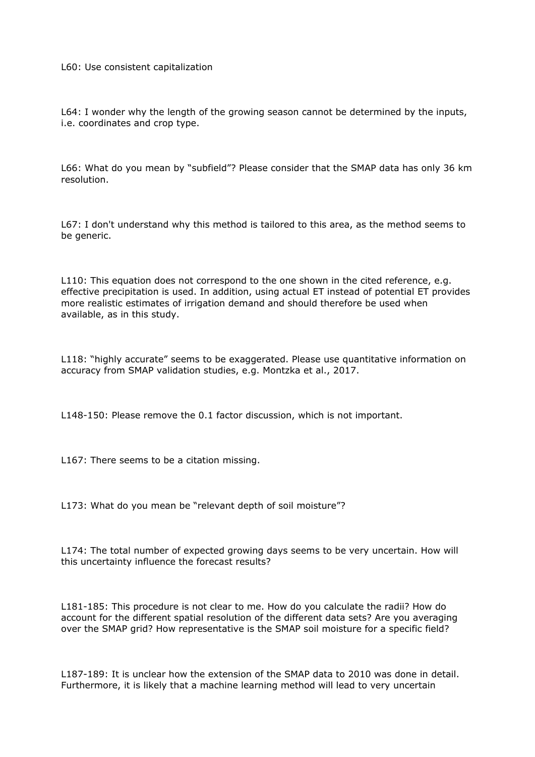L60: Use consistent capitalization

L64: I wonder why the length of the growing season cannot be determined by the inputs, i.e. coordinates and crop type.

L66: What do you mean by "subfield"? Please consider that the SMAP data has only 36 km resolution.

L67: I don't understand why this method is tailored to this area, as the method seems to be generic.

L110: This equation does not correspond to the one shown in the cited reference, e.g. effective precipitation is used. In addition, using actual ET instead of potential ET provides more realistic estimates of irrigation demand and should therefore be used when available, as in this study.

L118: "highly accurate" seems to be exaggerated. Please use quantitative information on accuracy from SMAP validation studies, e.g. Montzka et al., 2017.

L148-150: Please remove the 0.1 factor discussion, which is not important.

L167: There seems to be a citation missing.

L173: What do you mean be "relevant depth of soil moisture"?

L174: The total number of expected growing days seems to be very uncertain. How will this uncertainty influence the forecast results?

L181-185: This procedure is not clear to me. How do you calculate the radii? How do account for the different spatial resolution of the different data sets? Are you averaging over the SMAP grid? How representative is the SMAP soil moisture for a specific field?

L187-189: It is unclear how the extension of the SMAP data to 2010 was done in detail. Furthermore, it is likely that a machine learning method will lead to very uncertain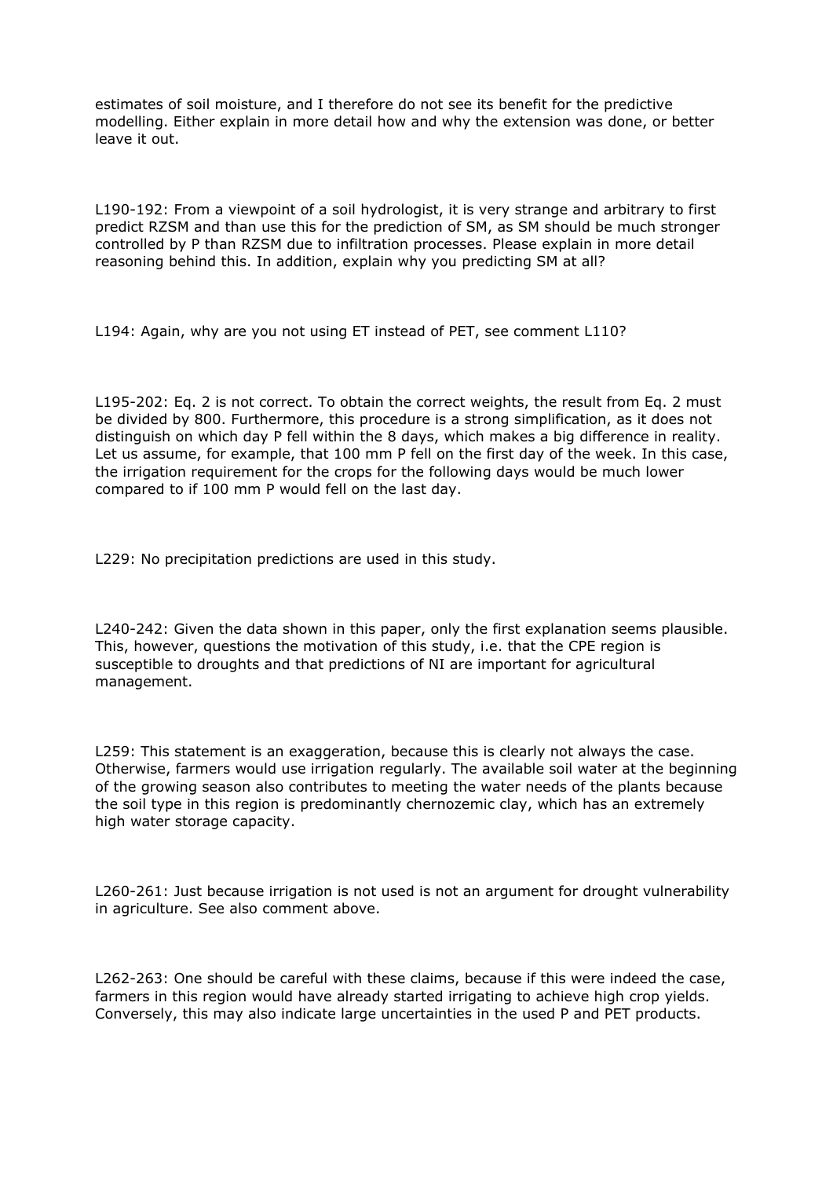estimates of soil moisture, and I therefore do not see its benefit for the predictive modelling. Either explain in more detail how and why the extension was done, or better leave it out.

L190-192: From a viewpoint of a soil hydrologist, it is very strange and arbitrary to first predict RZSM and than use this for the prediction of SM, as SM should be much stronger controlled by P than RZSM due to infiltration processes. Please explain in more detail reasoning behind this. In addition, explain why you predicting SM at all?

L194: Again, why are you not using ET instead of PET, see comment L110?

L195-202: Eq. 2 is not correct. To obtain the correct weights, the result from Eq. 2 must be divided by 800. Furthermore, this procedure is a strong simplification, as it does not distinguish on which day P fell within the 8 days, which makes a big difference in reality. Let us assume, for example, that 100 mm P fell on the first day of the week. In this case, the irrigation requirement for the crops for the following days would be much lower compared to if 100 mm P would fell on the last day.

L229: No precipitation predictions are used in this study.

L240-242: Given the data shown in this paper, only the first explanation seems plausible. This, however, questions the motivation of this study, i.e. that the CPE region is susceptible to droughts and that predictions of NI are important for agricultural management.

L259: This statement is an exaggeration, because this is clearly not always the case. Otherwise, farmers would use irrigation regularly. The available soil water at the beginning of the growing season also contributes to meeting the water needs of the plants because the soil type in this region is predominantly chernozemic clay, which has an extremely high water storage capacity.

L260-261: Just because irrigation is not used is not an argument for drought vulnerability in agriculture. See also comment above.

L262-263: One should be careful with these claims, because if this were indeed the case, farmers in this region would have already started irrigating to achieve high crop yields. Conversely, this may also indicate large uncertainties in the used P and PET products.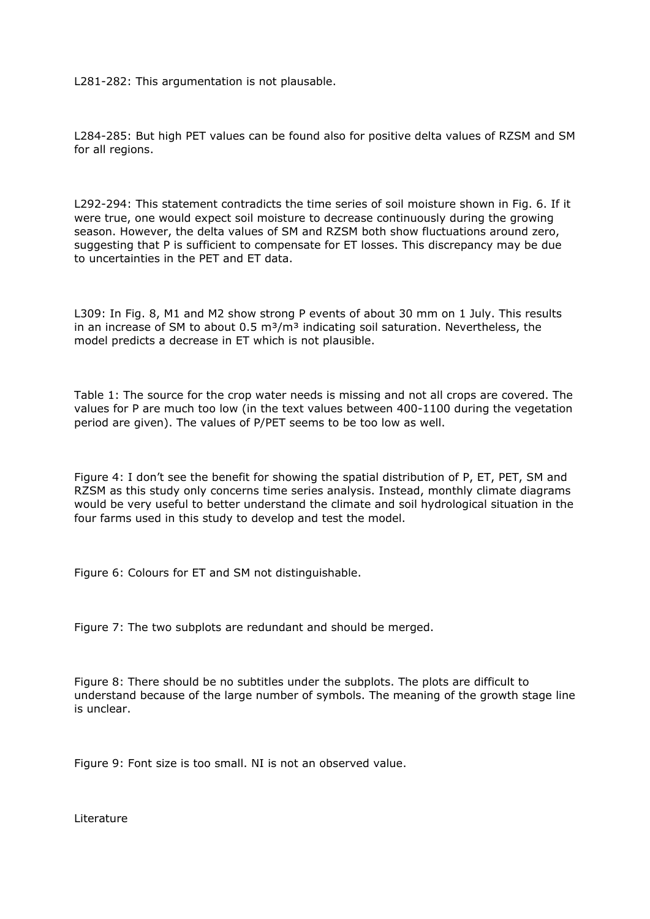L281-282: This argumentation is not plausable.

L284-285: But high PET values can be found also for positive delta values of RZSM and SM for all regions.

L292-294: This statement contradicts the time series of soil moisture shown in Fig. 6. If it were true, one would expect soil moisture to decrease continuously during the growing season. However, the delta values of SM and RZSM both show fluctuations around zero, suggesting that P is sufficient to compensate for ET losses. This discrepancy may be due to uncertainties in the PET and ET data.

L309: In Fig. 8, M1 and M2 show strong P events of about 30 mm on 1 July. This results in an increase of SM to about 0.5 $m^3/m^3$ indicating soil saturation. Nevertheless, the model predicts a decrease in ET which is not plausible.

Table 1: The source for the crop water needs is missing and not all crops are covered. The values for P are much too low (in the text values between 400-1100 during the vegetation period are given). The values of P/PET seems to be too low as well.

Figure 4: I don't see the benefit for showing the spatial distribution of P, ET, PET, SM and RZSM as this study only concerns time series analysis. Instead, monthly climate diagrams would be very useful to better understand the climate and soil hydrological situation in the four farms used in this study to develop and test the model.

Figure 6: Colours for ET and SM not distinguishable.

Figure 7: The two subplots are redundant and should be merged.

Figure 8: There should be no subtitles under the subplots. The plots are difficult to understand because of the large number of symbols. The meaning of the growth stage line is unclear.

Figure 9: Font size is too small. NI is not an observed value.

Literature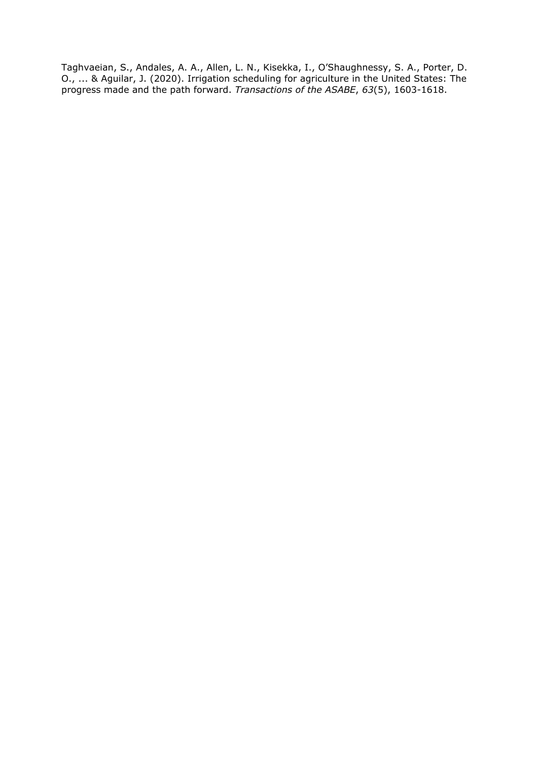Taghvaeian, S., Andales, A. A., Allen, L. N., Kisekka, I., O'Shaughnessy, S. A., Porter, D. O., ... & Aguilar, J. (2020). Irrigation scheduling for agriculture in the United States: The progress made and the path forward. *Transactions of the ASABE*, *63*(5), 1603-1618.